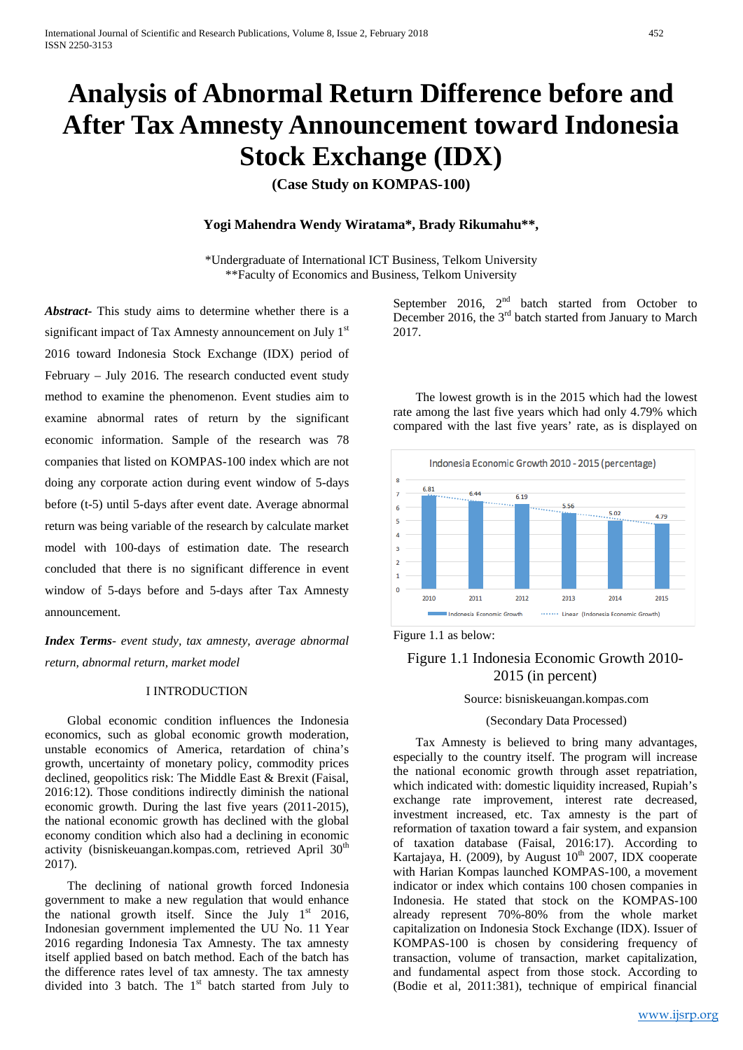# Analysis of Abnormal Return Difference before and After Tax Amnesty Announcement toward Indonesia Stock Exchange (IDX)

**(Case Study on KOMPAS-100)**

**Yogi Mahendra Wendy Wiratama\*, Brady Rikumahu\*\*,**

\*Undergraduate of International ICT Business, Telkom University
\*\*Faculty of Economics and Business, Telkom University

***Abstract-*** This study aims to determine whether there is a significant impact of Tax Amnesty announcement on July 1st 2016 toward Indonesia Stock Exchange (IDX) period of February – July 2016. The research conducted event study method to examine the phenomenon. Event studies aim to examine abnormal rates of return by the significant economic information. Sample of the research was 78 companies that listed on KOMPAS-100 index which are not doing any corporate action during event window of 5-days before (t-5) until 5-days after event date. Average abnormal return was being variable of the research by calculate market model with 100-days of estimation date. The research concluded that there is no significant difference in event window of 5-days before and 5-days after Tax Amnesty announcement.

***Index Terms****- event study, tax amnesty, average abnormal return, abnormal return, market model*

## I INTRODUCTION

Global economic condition influences the Indonesia economics, such as global economic growth moderation, unstable economics of America, retardation of china's growth, uncertainty of monetary policy, commodity prices declined, geopolitics risk: The Middle East & Brexit (Faisal, 2016:12). Those conditions indirectly diminish the national economic growth. During the last five years (2011-2015), the national economic growth has declined with the global economy condition which also had a declining in economic activity (bisniskeuangan.kompas.com, retrieved April 30th 2017).

The declining of national growth forced Indonesia government to make a new regulation that would enhance the national growth itself. Since the July 1st 2016, Indonesian government implemented the UU No. 11 Year 2016 regarding Indonesia Tax Amnesty. The tax amnesty itself applied based on batch method. Each of the batch has the difference rates level of tax amnesty. The tax amnesty divided into 3 batch. The 1st batch started from July to September 2016, 2nd batch started from October to December 2016, the 3rd batch started from January to March 2017.

The lowest growth is in the 2015 which had the lowest rate among the last five years which had only 4.79% which compared with the last five years' rate, as is displayed on Figure 1.1 as below:

Figure 1.1 Indonesia Economic Growth 2010-2015 (in percent)

Source: bisniskeuangan.kompas.com

(Secondary Data Processed)

Tax Amnesty is believed to bring many advantages, especially to the country itself. The program will increase the national economic growth through asset repatriation, which indicated with: domestic liquidity increased, Rupiah's exchange rate improvement, interest rate decreased, investment increased, etc. Tax amnesty is the part of reformation of taxation toward a fair system, and expansion of taxation database (Faisal, 2016:17). According to Kartajaya, H. (2009), by August 10th 2007, IDX cooperate with Harian Kompas launched KOMPAS-100, a movement indicator or index which contains 100 chosen companies in Indonesia. He stated that stock on the KOMPAS-100 already represent 70%-80% from the whole market capitalization on Indonesia Stock Exchange (IDX). Issuer of KOMPAS-100 is chosen by considering frequency of transaction, volume of transaction, market capitalization, and fundamental aspect from those stock. According to (Bodie et al, 2011:381), technique of empirical financial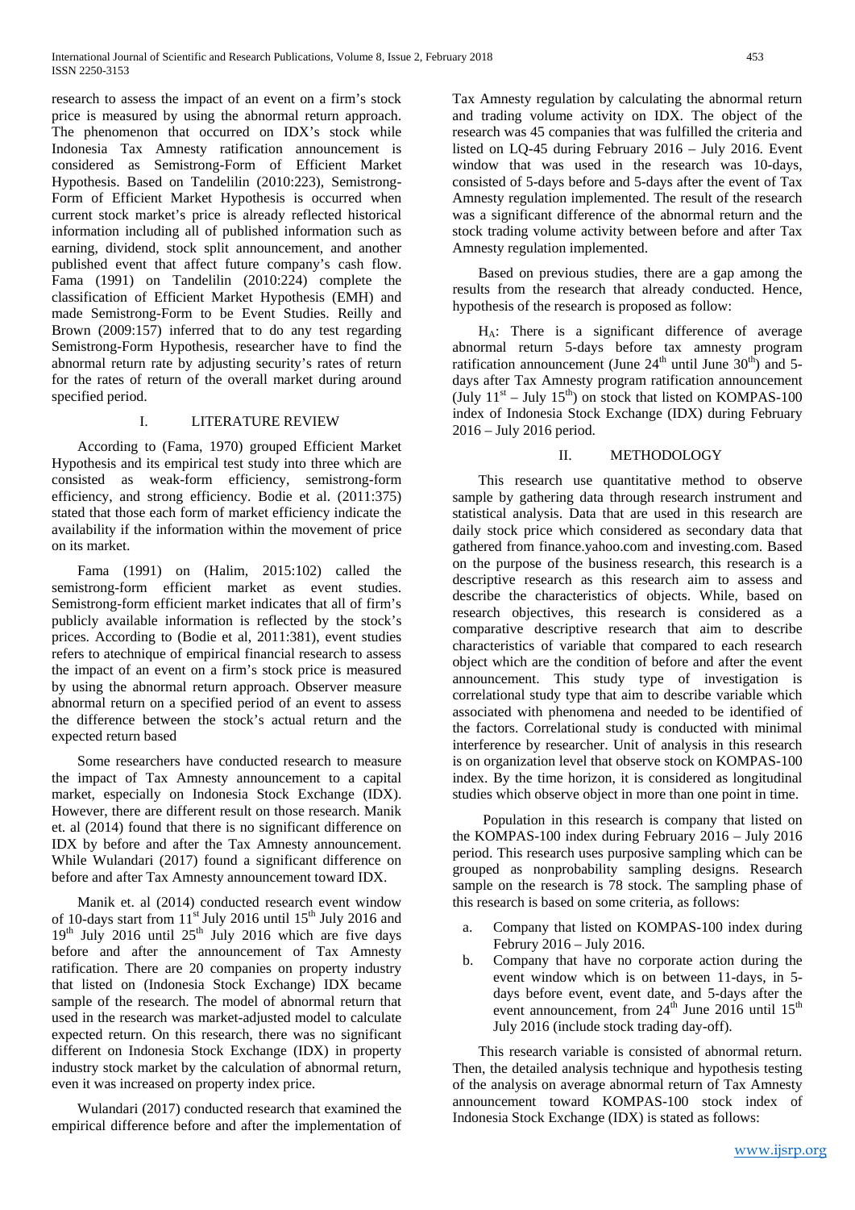research to assess the impact of an event on a firm's stock price is measured by using the abnormal return approach. The phenomenon that occurred on IDX's stock while Indonesia Tax Amnesty ratification announcement is considered as Semistrong-Form of Efficient Market Hypothesis. Based on Tandelilin (2010:223), Semistrong-Form of Efficient Market Hypothesis is occurred when current stock market's price is already reflected historical information including all of published information such as earning, dividend, stock split announcement, and another published event that affect future company's cash flow. Fama (1991) on Tandelilin (2010:224) complete the classification of Efficient Market Hypothesis (EMH) and made Semistrong-Form to be Event Studies. Reilly and Brown (2009:157) inferred that to do any test regarding Semistrong-Form Hypothesis, researcher have to find the abnormal return rate by adjusting security's rates of return for the rates of return of the overall market during around specified period.

## I. LITERATURE REVIEW

According to (Fama, 1970) grouped Efficient Market Hypothesis and its empirical test study into three which are consisted as weak-form efficiency, semistrong-form efficiency, and strong efficiency. Bodie et al. (2011:375) stated that those each form of market efficiency indicate the availability if the information within the movement of price on its market.

Fama (1991) on (Halim, 2015:102) called the semistrong-form efficient market as event studies. Semistrong-form efficient market indicates that all of firm's publicly available information is reflected by the stock's prices. According to (Bodie et al, 2011:381), event studies refers to atechnique of empirical financial research to assess the impact of an event on a firm's stock price is measured by using the abnormal return approach. Observer measure abnormal return on a specified period of an event to assess the difference between the stock's actual return and the expected return based

Some researchers have conducted research to measure the impact of Tax Amnesty announcement to a capital market, especially on Indonesia Stock Exchange (IDX). However, there are different result on those research. Manik et. al (2014) found that there is no significant difference on IDX by before and after the Tax Amnesty announcement. While Wulandari (2017) found a significant difference on before and after Tax Amnesty announcement toward IDX.

Manik et. al (2014) conducted research event window of 10-days start from 11st July 2016 until 15th July 2016 and 19th July 2016 until 25th July 2016 which are five days before and after the announcement of Tax Amnesty ratification. There are 20 companies on property industry that listed on (Indonesia Stock Exchange) IDX became sample of the research. The model of abnormal return that used in the research was market-adjusted model to calculate expected return. On this research, there was no significant different on Indonesia Stock Exchange (IDX) in property industry stock market by the calculation of abnormal return, even it was increased on property index price.

Wulandari (2017) conducted research that examined the empirical difference before and after the implementation of Tax Amnesty regulation by calculating the abnormal return and trading volume activity on IDX. The object of the research was 45 companies that was fulfilled the criteria and listed on LQ-45 during February 2016 – July 2016. Event window that was used in the research was 10-days, consisted of 5-days before and 5-days after the event of Tax Amnesty regulation implemented. The result of the research was a significant difference of the abnormal return and the stock trading volume activity between before and after Tax Amnesty regulation implemented.

Based on previous studies, there are a gap among the results from the research that already conducted. Hence, hypothesis of the research is proposed as follow:

$H_A$: There is a significant difference of average abnormal return 5-days before tax amnesty program ratification announcement (June 24th until June 30th) and 5-days after Tax Amnesty program ratification announcement (July 11st – July 15th) on stock that listed on KOMPAS-100 index of Indonesia Stock Exchange (IDX) during February 2016 – July 2016 period.

## II. METHODOLOGY

This research use quantitative method to observe sample by gathering data through research instrument and statistical analysis. Data that are used in this research are daily stock price which considered as secondary data that gathered from finance.yahoo.com and investing.com. Based on the purpose of the business research, this research is a descriptive research as this research aim to assess and describe the characteristics of objects. While, based on research objectives, this research is considered as a comparative descriptive research that aim to describe characteristics of variable that compared to each research object which are the condition of before and after the event announcement. This study type of investigation is correlational study type that aim to describe variable which associated with phenomena and needed to be identified of the factors. Correlational study is conducted with minimal interference by researcher. Unit of analysis in this research is on organization level that observe stock on KOMPAS-100 index. By the time horizon, it is considered as longitudinal studies which observe object in more than one point in time.

Population in this research is company that listed on the KOMPAS-100 index during February 2016 – July 2016 period. This research uses purposive sampling which can be grouped as nonprobability sampling designs. Research sample on the research is 78 stock. The sampling phase of this research is based on some criteria, as follows:

a. Company that listed on KOMPAS-100 index during Februry 2016 – July 2016.
b. Company that have no corporate action during the event window which is on between 11-days, in 5-days before event, event date, and 5-days after the event announcement, from 24th June 2016 until 15th July 2016 (include stock trading day-off).

This research variable is consisted of abnormal return. Then, the detailed analysis technique and hypothesis testing of the analysis on average abnormal return of Tax Amnesty announcement toward KOMPAS-100 stock index of Indonesia Stock Exchange (IDX) is stated as follows: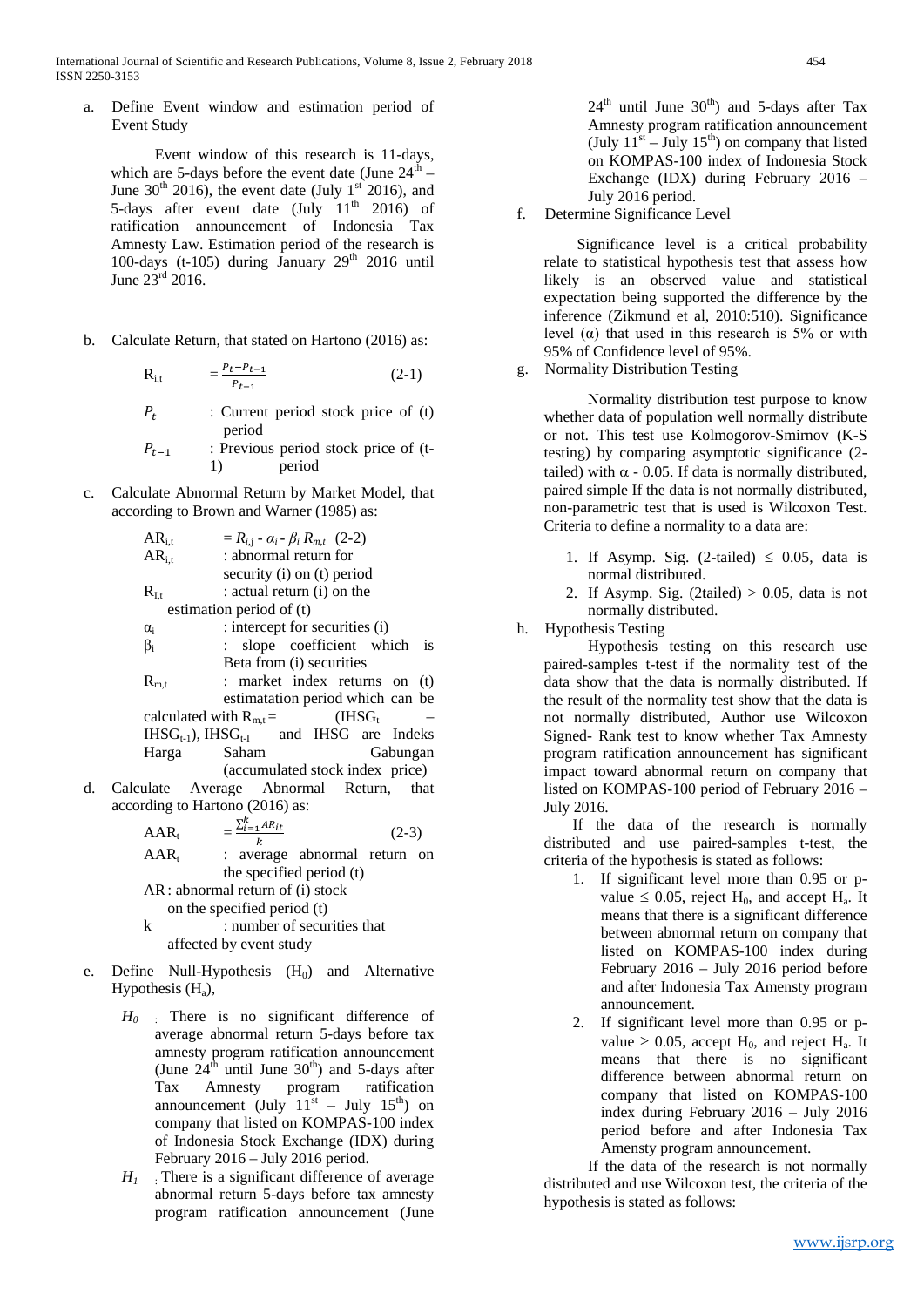a. Define Event window and estimation period of Event Study

Event window of this research is 11-days, which are 5-days before the event date (June 24[th] – June 30[th] 2016), the event date (July 1[st] 2016), and 5-days after event date (July 11[th] 2016) of ratification announcement of Indonesia Tax Amnesty Law. Estimation period of the research is 100-days (t-105) during January 29[th] 2016 until June 23[rd] 2016.

b. Calculate Return, that stated on Hartono (2016) as:

$$R_{i,t} = \frac{P_t - P_{t-1}}{P_{t-1}} \qquad (2\text{-}1)$$

$P_t$ : Current period stock price of (t) period

$P_{t-1}$ : Previous period stock price of (t-1) period

c. Calculate Abnormal Return by Market Model, that according to Brown and Warner (1985) as:

$$AR_{i,t} = R_{i,j} - \alpha_i - \beta_i R_{m,t} \quad (2\text{-}2)$$

$AR_{i,t}$ : abnormal return for security (i) on (t) period

$R_{I,t}$ : actual return (i) on the estimation period of (t)

$\alpha_i$ : intercept for securities (i)

$\beta_i$ : slope coefficient which is Beta from (i) securities

$R_{m,t}$ : market index returns on (t) estimatation period which can be calculated with $R_{m,t}$ = ($IHSG_t$ – $IHSG_{t-1}$), $IHSG_{t-I}$ and IHSG are Indeks Harga Saham Gabungan (accumulated stock index price)

d. Calculate Average Abnormal Return, that according to Hartono (2016) as:

$$AAR_t = \frac{\sum_{i=1}^{k} AR_{it}}{k} \qquad (2\text{-}3)$$

$AAR_t$ : average abnormal return on the specified period (t)

AR : abnormal return of (i) stock on the specified period (t)

k : number of securities that affected by event study

e. Define Null-Hypothesis ($H_0$) and Alternative Hypothesis ($H_a$),

*$H_0$* : There is no significant difference of average abnormal return 5-days before tax amnesty program ratification announcement (June 24[th] until June 30[th]) and 5-days after Tax Amnesty program ratification announcement (July 11[st] – July 15[th]) on company that listed on KOMPAS-100 index of Indonesia Stock Exchange (IDX) during February 2016 – July 2016 period.

*$H_1$* : There is a significant difference of average abnormal return 5-days before tax amnesty program ratification announcement (June 24[th] until June 30[th]) and 5-days after Tax Amnesty program ratification announcement (July 11[st] – July 15[th]) on company that listed on KOMPAS-100 index of Indonesia Stock Exchange (IDX) during February 2016 – July 2016 period.

f. Determine Significance Level

Significance level is a critical probability relate to statistical hypothesis test that assess how likely is an observed value and statistical expectation being supported the difference by the inference (Zikmund et al, 2010:510). Significance level (α) that used in this research is 5% or with 95% of Confidence level of 95%.

g. Normality Distribution Testing

Normality distribution test purpose to know whether data of population well normally distribute or not. This test use Kolmogorov-Smirnov (K-S testing) by comparing asymptotic significance (2-tailed) with α - 0.05. If data is normally distributed, paired simple If the data is not normally distributed, non-parametric test that is used is Wilcoxon Test. Criteria to define a normality to a data are:

1. If Asymp. Sig. (2-tailed) ≤ 0.05, data is normal distributed.
2. If Asymp. Sig. (2tailed) > 0.05, data is not normally distributed.

h. Hypothesis Testing

Hypothesis testing on this research use paired-samples t-test if the normality test of the data show that the data is normally distributed. If the result of the normality test show that the data is not normally distributed, Author use Wilcoxon Signed- Rank test to know whether Tax Amnesty program ratification announcement has significant impact toward abnormal return on company that listed on KOMPAS-100 period of February 2016 – July 2016.

If the data of the research is normally distributed and use paired-samples t-test, the criteria of the hypothesis is stated as follows:

1. If significant level more than 0.95 or p-value ≤ 0.05, reject $H_0$, and accept $H_a$. It means that there is a significant difference between abnormal return on company that listed on KOMPAS-100 index during February 2016 – July 2016 period before and after Indonesia Tax Amensty program announcement.
2. If significant level more than 0.95 or p-value ≥ 0.05, accept $H_0$, and reject $H_a$. It means that there is no significant difference between abnormal return on company that listed on KOMPAS-100 index during February 2016 – July 2016 period before and after Indonesia Tax Amensty program announcement.

If the data of the research is not normally distributed and use Wilcoxon test, the criteria of the hypothesis is stated as follows: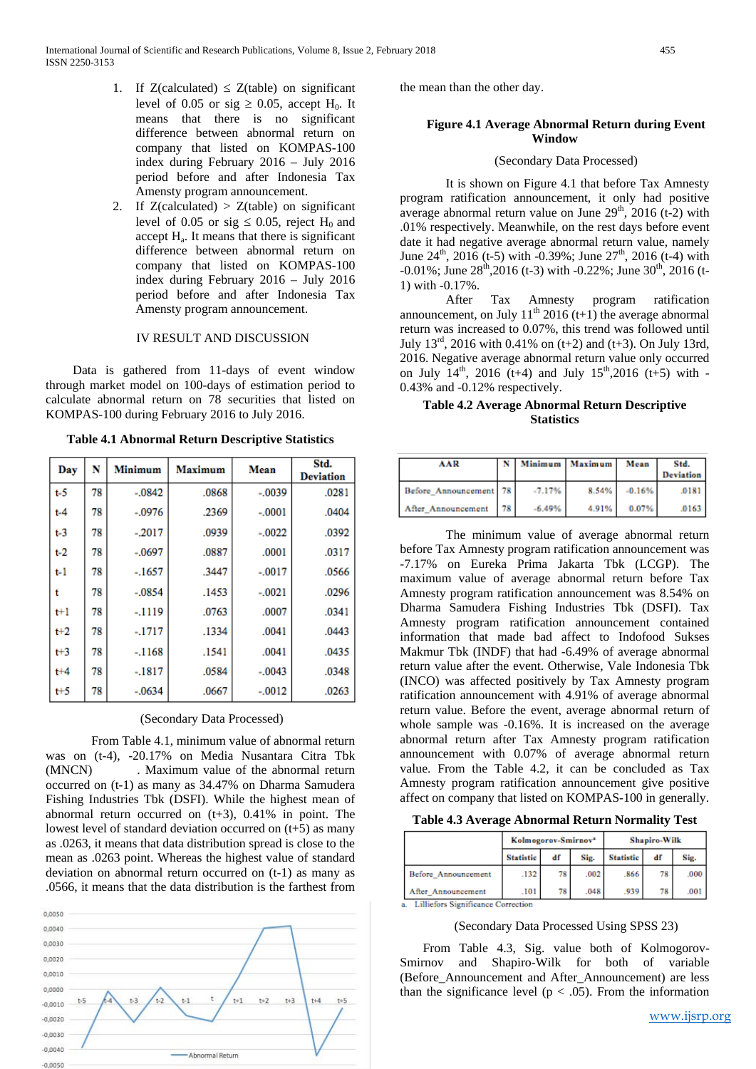1. If Z(calculated) ≤ Z(table) on significant level of 0.05 or sig ≥ 0.05, accept $H_0$. It means that there is no significant difference between abnormal return on company that listed on KOMPAS-100 index during February 2016 – July 2016 period before and after Indonesia Tax Amensty program announcement.
2. If Z(calculated) > Z(table) on significant level of 0.05 or sig ≤ 0.05, reject $H_0$ and accept $H_a$. It means that there is significant difference between abnormal return on company that listed on KOMPAS-100 index during February 2016 – July 2016 period before and after Indonesia Tax Amensty program announcement.

## IV RESULT AND DISCUSSION

Data is gathered from 11-days of event window through market model on 100-days of estimation period to calculate abnormal return on 78 securities that listed on KOMPAS-100 during February 2016 to July 2016.

**Table 4.1 Abnormal Return Descriptive Statistics**

| Day | N | Minimum | Maximum | Mean | Std. Deviation |
|---|---|---|---|---|---|
| t-5 | 78 | -.0842 | .0868 | -.0039 | .0281 |
| t-4 | 78 | -.0976 | .2369 | -.0001 | .0404 |
| t-3 | 78 | -.2017 | .0939 | -.0022 | .0392 |
| t-2 | 78 | -.0697 | .0887 | .0001 | .0317 |
| t-1 | 78 | -.1657 | .3447 | -.0017 | .0566 |
| t | 78 | -.0854 | .1453 | -.0021 | .0296 |
| t+1 | 78 | -.1119 | .0763 | .0007 | .0341 |
| t+2 | 78 | -.1717 | .1334 | .0041 | .0443 |
| t+3 | 78 | -.1168 | .1541 | .0041 | .0435 |
| t+4 | 78 | -.1817 | .0584 | -.0043 | .0348 |
| t+5 | 78 | -.0634 | .0667 | -.0012 | .0263 |

(Secondary Data Processed)

From Table 4.1, minimum value of abnormal return was on (t-4), -20.17% on Media Nusantara Citra Tbk (MNCN) . Maximum value of the abnormal return occurred on (t-1) as many as 34.47% on Dharma Samudera Fishing Industries Tbk (DSFI). While the highest mean of abnormal return occurred on (t+3), 0.41% in point. The lowest level of standard deviation occurred on (t+5) as many as .0263, it means that data distribution spread is close to the mean as .0263 point. Whereas the highest value of standard deviation on abnormal return occurred on (t-1) as many as .0566, it means that the data distribution is the farthest from the mean than the other day.

**Figure 4.1 Average Abnormal Return during Event Window**

(Secondary Data Processed)

It is shown on Figure 4.1 that before Tax Amnesty program ratification announcement, it only had positive average abnormal return value on June 29th, 2016 (t-2) with .01% respectively. Meanwhile, on the rest days before event date it had negative average abnormal return value, namely June 24th, 2016 (t-5) with -0.39%; June 27th, 2016 (t-4) with -0.01%; June 28th,2016 (t-3) with -0.22%; June 30th, 2016 (t-1) with -0.17%.

After Tax Amnesty program ratification announcement, on July 11th 2016 (t+1) the average abnormal return was increased to 0.07%, this trend was followed until July 13rd, 2016 with 0.41% on (t+2) and (t+3). On July 13rd, 2016. Negative average abnormal return value only occurred on July 14th, 2016 (t+4) and July 15th,2016 (t+5) with -0.43% and -0.12% respectively.

**Table 4.2 Average Abnormal Return Descriptive Statistics**

| AAR | N | Minimum | Maximum | Mean | Std. Deviation |
|---|---|---|---|---|---|
| Before_Announcement | 78 | -7.17% | 8.54% | -0.16% | .0181 |
| After_Announcement | 78 | -6.49% | 4.91% | 0.07% | .0163 |

The minimum value of average abnormal return before Tax Amnesty program ratification announcement was -7.17% on Eureka Prima Jakarta Tbk (LCGP). The maximum value of average abnormal return before Tax Amnesty program ratification announcement was 8.54% on Dharma Samudera Fishing Industries Tbk (DSFI). Tax Amnesty program ratification announcement contained information that made bad affect to Indofood Sukses Makmur Tbk (INDF) that had -6.49% of average abnormal return value after the event. Otherwise, Vale Indonesia Tbk (INCO) was affected positively by Tax Amnesty program ratification announcement with 4.91% of average abnormal return value. Before the event, average abnormal return of whole sample was -0.16%. It is increased on the average abnormal return after Tax Amnesty program ratification announcement with 0.07% of average abnormal return value. From the Table 4.2, it can be concluded as Tax Amnesty program ratification announcement give positive affect on company that listed on KOMPAS-100 in generally.

**Table 4.3 Average Abnormal Return Normality Test**

| | Kolmogorov-Smirnov$^a$ | | | Shapiro-Wilk | | |
|---|---|---|---|---|---|---|
| | Statistic | df | Sig. | Statistic | df | Sig. |
| Before_Announcement | .132 | 78 | .002 | .866 | 78 | .000 |
| After_Announcement | .101 | 78 | .048 | .939 | 78 | .001 |

a. Lilliefors Significance Correction

(Secondary Data Processed Using SPSS 23)

From Table 4.3, Sig. value both of Kolmogorov-Smirnov and Shapiro-Wilk for both of variable (Before_Announcement and After_Announcement) are less than the significance level ($p < .05$). From the information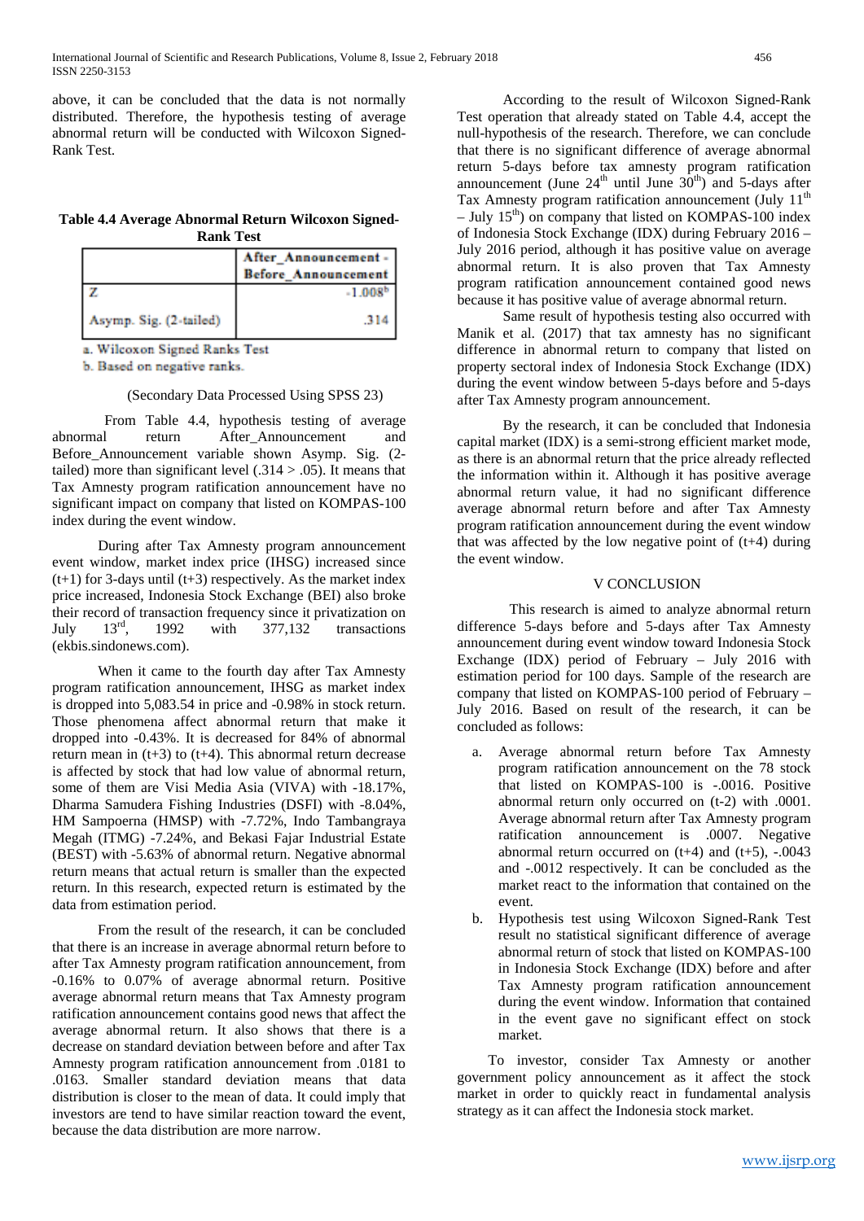above, it can be concluded that the data is not normally distributed. Therefore, the hypothesis testing of average abnormal return will be conducted with Wilcoxon Signed-Rank Test.

**Table 4.4 Average Abnormal Return Wilcoxon Signed-Rank Test**

| | After_Announcement - Before_Announcement |
|---|---|
| Z | $-1.008^b$ |
| Asymp. Sig. (2-tailed) | .314 |

a. Wilcoxon Signed Ranks Test
b. Based on negative ranks.

(Secondary Data Processed Using SPSS 23)

From Table 4.4, hypothesis testing of average abnormal return After_Announcement and Before_Announcement variable shown Asymp. Sig. (2-tailed) more than significant level (.314 > .05). It means that Tax Amnesty program ratification announcement have no significant impact on company that listed on KOMPAS-100 index during the event window.

During after Tax Amnesty program announcement event window, market index price (IHSG) increased since (t+1) for 3-days until (t+3) respectively. As the market index price increased, Indonesia Stock Exchange (BEI) also broke their record of transaction frequency since it privatization on July 13rd, 1992 with 377,132 transactions (ekbis.sindonews.com).

When it came to the fourth day after Tax Amnesty program ratification announcement, IHSG as market index is dropped into 5,083.54 in price and -0.98% in stock return. Those phenomena affect abnormal return that make it dropped into -0.43%. It is decreased for 84% of abnormal return mean in (t+3) to (t+4). This abnormal return decrease is affected by stock that had low value of abnormal return, some of them are Visi Media Asia (VIVA) with -18.17%, Dharma Samudera Fishing Industries (DSFI) with -8.04%, HM Sampoerna (HMSP) with -7.72%, Indo Tambangraya Megah (ITMG) -7.24%, and Bekasi Fajar Industrial Estate (BEST) with -5.63% of abnormal return. Negative abnormal return means that actual return is smaller than the expected return. In this research, expected return is estimated by the data from estimation period.

From the result of the research, it can be concluded that there is an increase in average abnormal return before to after Tax Amnesty program ratification announcement, from -0.16% to 0.07% of average abnormal return. Positive average abnormal return means that Tax Amnesty program ratification announcement contains good news that affect the average abnormal return. It also shows that there is a decrease on standard deviation between before and after Tax Amnesty program ratification announcement from .0181 to .0163. Smaller standard deviation means that data distribution is closer to the mean of data. It could imply that investors are tend to have similar reaction toward the event, because the data distribution are more narrow.

According to the result of Wilcoxon Signed-Rank Test operation that already stated on Table 4.4, accept the null-hypothesis of the research. Therefore, we can conclude that there is no significant difference of average abnormal return 5-days before tax amnesty program ratification announcement (June 24th until June 30th) and 5-days after Tax Amnesty program ratification announcement (July 11th – July 15th) on company that listed on KOMPAS-100 index of Indonesia Stock Exchange (IDX) during February 2016 – July 2016 period, although it has positive value on average abnormal return. It is also proven that Tax Amnesty program ratification announcement contained good news because it has positive value of average abnormal return.

Same result of hypothesis testing also occurred with Manik et al. (2017) that tax amnesty has no significant difference in abnormal return to company that listed on property sectoral index of Indonesia Stock Exchange (IDX) during the event window between 5-days before and 5-days after Tax Amnesty program announcement.

By the research, it can be concluded that Indonesia capital market (IDX) is a semi-strong efficient market mode, as there is an abnormal return that the price already reflected the information within it. Although it has positive average abnormal return value, it had no significant difference average abnormal return before and after Tax Amnesty program ratification announcement during the event window that was affected by the low negative point of (t+4) during the event window.

## V CONCLUSION

This research is aimed to analyze abnormal return difference 5-days before and 5-days after Tax Amnesty announcement during event window toward Indonesia Stock Exchange (IDX) period of February – July 2016 with estimation period for 100 days. Sample of the research are company that listed on KOMPAS-100 period of February – July 2016. Based on result of the research, it can be concluded as follows:

a. Average abnormal return before Tax Amnesty program ratification announcement on the 78 stock that listed on KOMPAS-100 is -.0016. Positive abnormal return only occurred on (t-2) with .0001. Average abnormal return after Tax Amnesty program ratification announcement is .0007. Negative abnormal return occurred on (t+4) and (t+5), -.0043 and -.0012 respectively. It can be concluded as the market react to the information that contained on the event.
b. Hypothesis test using Wilcoxon Signed-Rank Test result no statistical significant difference of average abnormal return of stock that listed on KOMPAS-100 in Indonesia Stock Exchange (IDX) before and after Tax Amnesty program ratification announcement during the event window. Information that contained in the event gave no significant effect on stock market.

To investor, consider Tax Amnesty or another government policy announcement as it affect the stock market in order to quickly react in fundamental analysis strategy as it can affect the Indonesia stock market.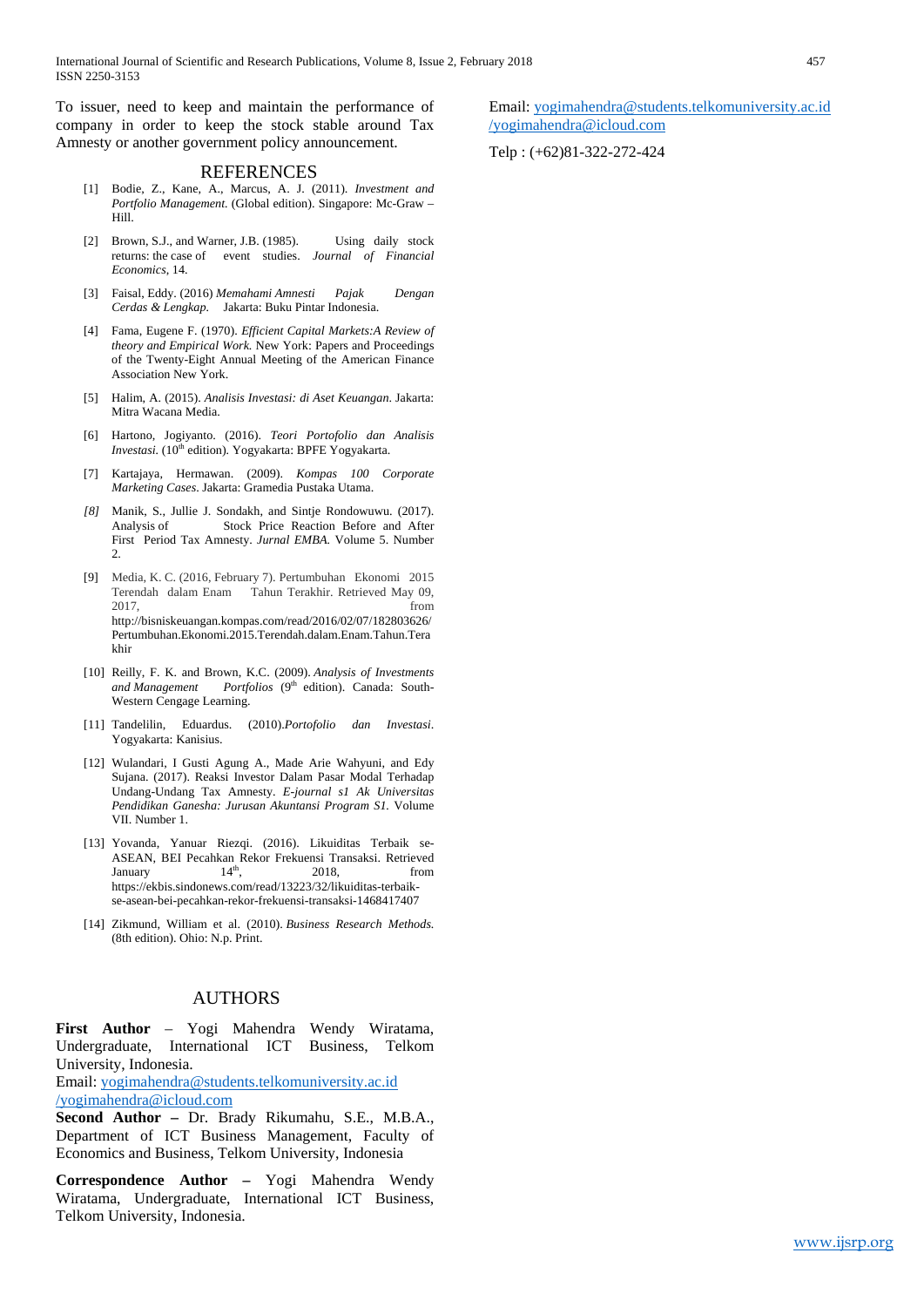To issuer, need to keep and maintain the performance of company in order to keep the stock stable around Tax Amnesty or another government policy announcement.

## REFERENCES

[1] Bodie, Z., Kane, A., Marcus, A. J. (2011). *Investment and Portfolio Management.* (Global edition). Singapore: Mc-Graw – Hill.

[2] Brown, S.J., and Warner, J.B. (1985). Using daily stock returns: the case of event studies. *Journal of Financial Economics,* 14.

[3] Faisal, Eddy. (2016) *Memahami Amnesti Pajak Dengan Cerdas & Lengkap.* Jakarta: Buku Pintar Indonesia.

[4] Fama, Eugene F. (1970). *Efficient Capital Markets:A Review of theory and Empirical Work.* New York: Papers and Proceedings of the Twenty-Eight Annual Meeting of the American Finance Association New York.

[5] Halim, A. (2015). *Analisis Investasi: di Aset Keuangan*. Jakarta: Mitra Wacana Media.

[6] Hartono, Jogiyanto. (2016). *Teori Portofolio dan Analisis Investasi.* (10th edition). Yogyakarta: BPFE Yogyakarta.

[7] Kartajaya, Hermawan. (2009). *Kompas 100 Corporate Marketing Cases*. Jakarta: Gramedia Pustaka Utama.

*[8]* Manik, S., Jullie J. Sondakh, and Sintje Rondowuwu. (2017). Analysis of Stock Price Reaction Before and After First Period Tax Amnesty. *Jurnal EMBA.* Volume 5. Number 2.

[9] Media, K. C. (2016, February 7). Pertumbuhan Ekonomi 2015 Terendah dalam Enam Tahun Terakhir. Retrieved May 09, 2017, from http://bisniskeuangan.kompas.com/read/2016/02/07/182803626/Pertumbuhan.Ekonomi.2015.Terendah.dalam.Enam.Tahun.Terakhir

[10] Reilly, F. K. and Brown, K.C. (2009). *Analysis of Investments and Management Portfolios* (9th edition). Canada: South-Western Cengage Learning.

[11] Tandelilin, Eduardus. (2010).*Portofolio dan Investasi*. Yogyakarta: Kanisius.

[12] Wulandari, I Gusti Agung A., Made Arie Wahyuni, and Edy Sujana. (2017). Reaksi Investor Dalam Pasar Modal Terhadap Undang-Undang Tax Amnesty. *E-journal s1 Ak Universitas Pendidikan Ganesha: Jurusan Akuntansi Program S1.* Volume VII. Number 1.

[13] Yovanda, Yanuar Riezqi. (2016). Likuiditas Terbaik se-ASEAN, BEI Pecahkan Rekor Frekuensi Transaksi. Retrieved January 14th, 2018, from https://ekbis.sindonews.com/read/13223/32/likuiditas-terbaik-se-asean-bei-pecahkan-rekor-frekuensi-transaksi-1468417407

[14] Zikmund, William et al. (2010). *Business Research Methods.* (8th edition). Ohio: N.p. Print.

## AUTHORS

**First Author** – Yogi Mahendra Wendy Wiratama, Undergraduate, International ICT Business, Telkom University, Indonesia.
Email: yogimahendra@students.telkomuniversity.ac.id /yogimahendra@icloud.com

**Second Author –** Dr. Brady Rikumahu, S.E., M.B.A., Department of ICT Business Management, Faculty of Economics and Business, Telkom University, Indonesia

**Correspondence Author –** Yogi Mahendra Wendy Wiratama, Undergraduate, International ICT Business, Telkom University, Indonesia.

Email: yogimahendra@students.telkomuniversity.ac.id /yogimahendra@icloud.com

Telp : (+62)81-322-272-424